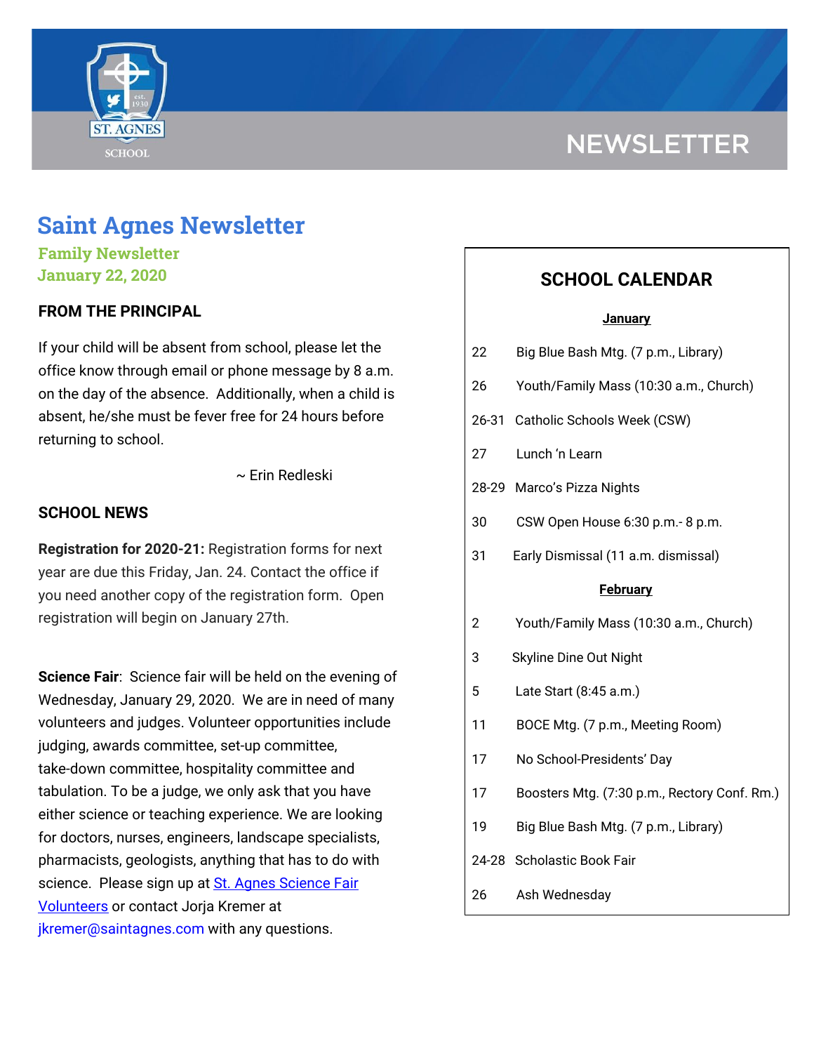NEWSLETTER

# Saint Agnes Newsletter

**Family Newsletter**
**January 22, 2020**

## FROM THE PRINCIPAL

If your child will be absent from school, please let the office know through email or phone message by 8 a.m. on the day of the absence. Additionally, when a child is absent, he/she must be fever free for 24 hours before returning to school.

~ Erin Redleski

## SCHOOL NEWS

**Registration for 2020-21:** Registration forms for next year are due this Friday, Jan. 24. Contact the office if you need another copy of the registration form. Open registration will begin on January 27th.

**Science Fair**: Science fair will be held on the evening of Wednesday, January 29, 2020. We are in need of many volunteers and judges. Volunteer opportunities include judging, awards committee, set-up committee, take-down committee, hospitality committee and tabulation. To be a judge, we only ask that you have either science or teaching experience. We are looking for doctors, nurses, engineers, landscape specialists, pharmacists, geologists, anything that has to do with science. Please sign up at St. Agnes Science Fair Volunteers or contact Jorja Kremer at jkremer@saintagnes.com with any questions.

## SCHOOL CALENDAR

**January**

| | |
|---|---|
| 22 | Big Blue Bash Mtg. (7 p.m., Library) |
| 26 | Youth/Family Mass (10:30 a.m., Church) |
| 26-31 | Catholic Schools Week (CSW) |
| 27 | Lunch 'n Learn |
| 28-29 | Marco's Pizza Nights |
| 30 | CSW Open House 6:30 p.m.- 8 p.m. |
| 31 | Early Dismissal (11 a.m. dismissal) |

**February**

| | |
|---|---|
| 2 | Youth/Family Mass (10:30 a.m., Church) |
| 3 | Skyline Dine Out Night |
| 5 | Late Start (8:45 a.m.) |
| 11 | BOCE Mtg. (7 p.m., Meeting Room) |
| 17 | No School-Presidents' Day |
| 17 | Boosters Mtg. (7:30 p.m., Rectory Conf. Rm.) |
| 19 | Big Blue Bash Mtg. (7 p.m., Library) |
| 24-28 | Scholastic Book Fair |
| 26 | Ash Wednesday |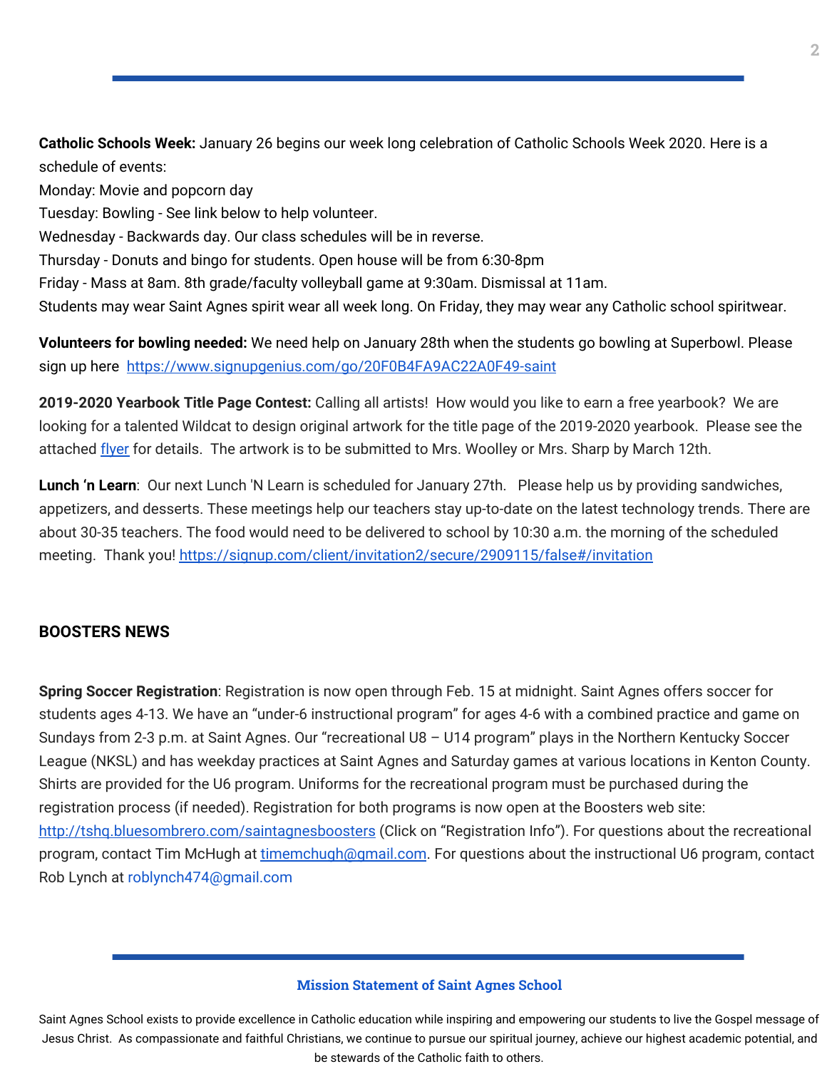**Catholic Schools Week:** January 26 begins our week long celebration of Catholic Schools Week 2020. Here is a schedule of events:

Monday: Movie and popcorn day

Tuesday: Bowling - See link below to help volunteer.

Wednesday - Backwards day. Our class schedules will be in reverse.

Thursday - Donuts and bingo for students. Open house will be from 6:30-8pm

Friday - Mass at 8am. 8th grade/faculty volleyball game at 9:30am. Dismissal at 11am.

Students may wear Saint Agnes spirit wear all week long. On Friday, they may wear any Catholic school spiritwear.

**Volunteers for bowling needed:** We need help on January 28th when the students go bowling at Superbowl. Please sign up here https://www.signupgenius.com/go/20F0B4FA9AC22A0F49-saint

**2019-2020 Yearbook Title Page Contest:** Calling all artists! How would you like to earn a free yearbook? We are looking for a talented Wildcat to design original artwork for the title page of the 2019-2020 yearbook. Please see the attached flyer for details. The artwork is to be submitted to Mrs. Woolley or Mrs. Sharp by March 12th.

**Lunch 'n Learn**: Our next Lunch 'N Learn is scheduled for January 27th. Please help us by providing sandwiches, appetizers, and desserts. These meetings help our teachers stay up-to-date on the latest technology trends. There are about 30-35 teachers. The food would need to be delivered to school by 10:30 a.m. the morning of the scheduled meeting. Thank you! https://signup.com/client/invitation2/secure/2909115/false#/invitation

## BOOSTERS NEWS

**Spring Soccer Registration**: Registration is now open through Feb. 15 at midnight. Saint Agnes offers soccer for students ages 4-13. We have an "under-6 instructional program" for ages 4-6 with a combined practice and game on Sundays from 2-3 p.m. at Saint Agnes. Our "recreational U8 – U14 program" plays in the Northern Kentucky Soccer League (NKSL) and has weekday practices at Saint Agnes and Saturday games at various locations in Kenton County. Shirts are provided for the U6 program. Uniforms for the recreational program must be purchased during the registration process (if needed). Registration for both programs is now open at the Boosters web site: http://tshq.bluesombrero.com/saintagnesboosters (Click on "Registration Info"). For questions about the recreational program, contact Tim McHugh at timemchugh@gmail.com. For questions about the instructional U6 program, contact Rob Lynch at roblynch474@gmail.com

---

**Mission Statement of Saint Agnes School**

Saint Agnes School exists to provide excellence in Catholic education while inspiring and empowering our students to live the Gospel message of Jesus Christ. As compassionate and faithful Christians, we continue to pursue our spiritual journey, achieve our highest academic potential, and be stewards of the Catholic faith to others.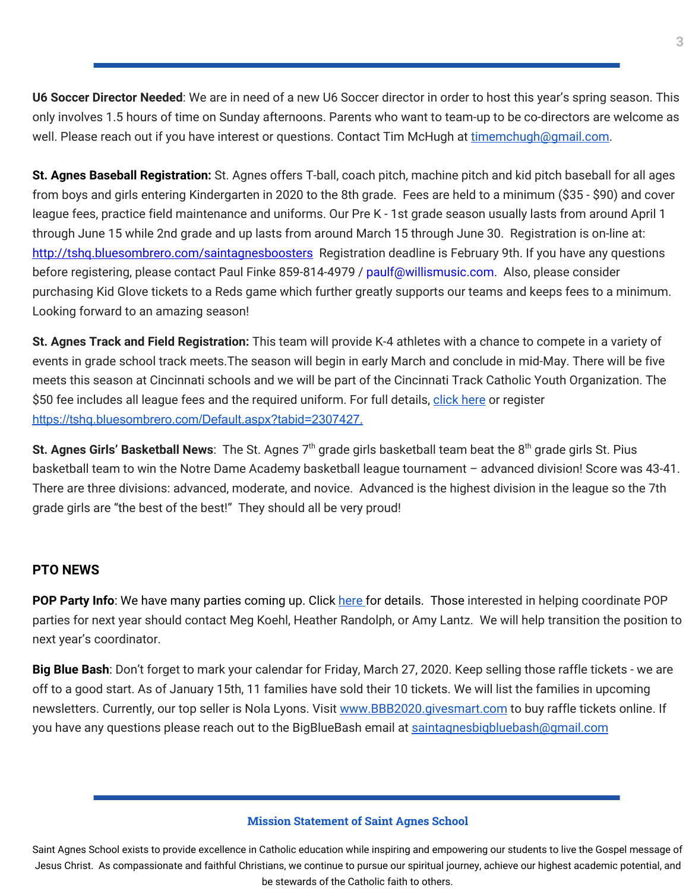**U6 Soccer Director Needed**: We are in need of a new U6 Soccer director in order to host this year's spring season. This only involves 1.5 hours of time on Sunday afternoons. Parents who want to team-up to be co-directors are welcome as well. Please reach out if you have interest or questions. Contact Tim McHugh at timemchugh@gmail.com.

**St. Agnes Baseball Registration:** St. Agnes offers T-ball, coach pitch, machine pitch and kid pitch baseball for all ages from boys and girls entering Kindergarten in 2020 to the 8th grade. Fees are held to a minimum ($35 - $90) and cover league fees, practice field maintenance and uniforms. Our Pre K - 1st grade season usually lasts from around April 1 through June 15 while 2nd grade and up lasts from around March 15 through June 30. Registration is on-line at: http://tshq.bluesombrero.com/saintagnesboosters Registration deadline is February 9th. If you have any questions before registering, please contact Paul Finke 859-814-4979 / paulf@willismusic.com. Also, please consider purchasing Kid Glove tickets to a Reds game which further greatly supports our teams and keeps fees to a minimum. Looking forward to an amazing season!

**St. Agnes Track and Field Registration:** This team will provide K-4 athletes with a chance to compete in a variety of events in grade school track meets.The season will begin in early March and conclude in mid-May. There will be five meets this season at Cincinnati schools and we will be part of the Cincinnati Track Catholic Youth Organization. The $50 fee includes all league fees and the required uniform. For full details, click here or register https://tshq.bluesombrero.com/Default.aspx?tabid=2307427.

**St. Agnes Girls' Basketball News**: The St. Agnes 7th grade girls basketball team beat the 8th grade girls St. Pius basketball team to win the Notre Dame Academy basketball league tournament – advanced division! Score was 43-41. There are three divisions: advanced, moderate, and novice. Advanced is the highest division in the league so the 7th grade girls are "the best of the best!" They should all be very proud!

## PTO NEWS

**POP Party Info**: We have many parties coming up. Click here for details. Those interested in helping coordinate POP parties for next year should contact Meg Koehl, Heather Randolph, or Amy Lantz. We will help transition the position to next year's coordinator.

**Big Blue Bash**: Don't forget to mark your calendar for Friday, March 27, 2020. Keep selling those raffle tickets - we are off to a good start. As of January 15th, 11 families have sold their 10 tickets. We will list the families in upcoming newsletters. Currently, our top seller is Nola Lyons. Visit www.BBB2020.givesmart.com to buy raffle tickets online. If you have any questions please reach out to the BigBlueBash email at saintagnesbigbluebash@gmail.com

**Mission Statement of Saint Agnes School**

Saint Agnes School exists to provide excellence in Catholic education while inspiring and empowering our students to live the Gospel message of Jesus Christ. As compassionate and faithful Christians, we continue to pursue our spiritual journey, achieve our highest academic potential, and be stewards of the Catholic faith to others.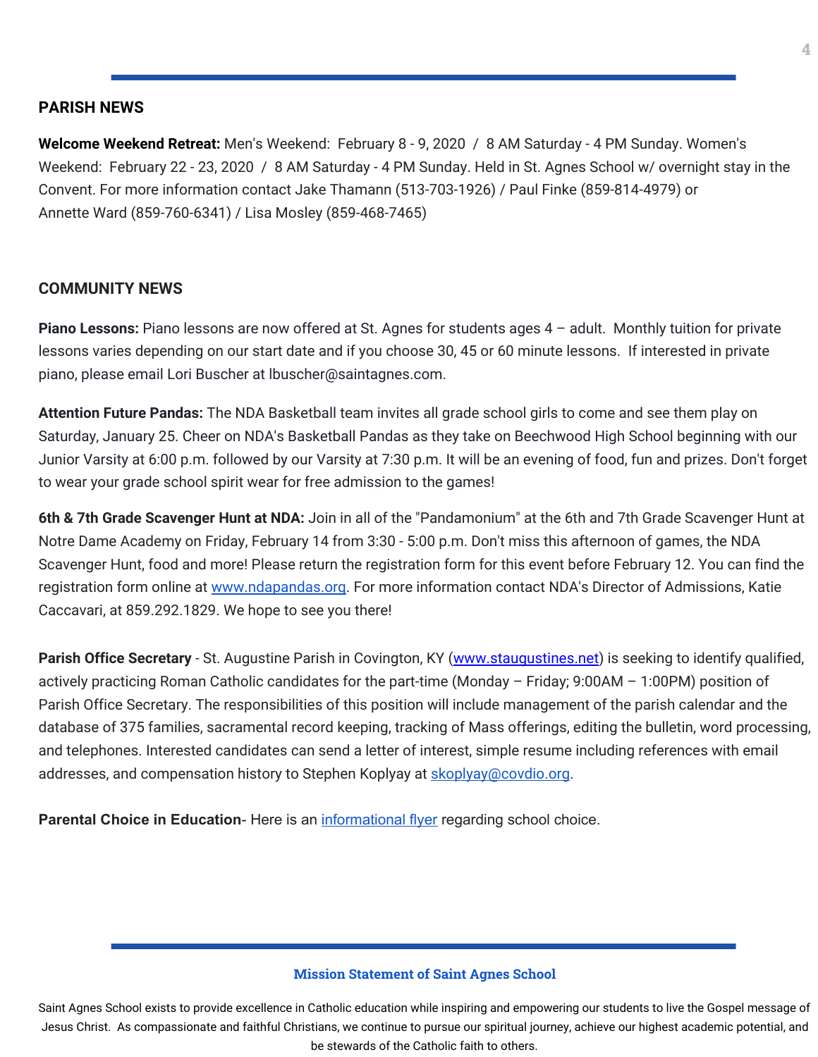## PARISH NEWS

**Welcome Weekend Retreat:** Men's Weekend: February 8 - 9, 2020 / 8 AM Saturday - 4 PM Sunday. Women's Weekend: February 22 - 23, 2020 / 8 AM Saturday - 4 PM Sunday. Held in St. Agnes School w/ overnight stay in the Convent. For more information contact Jake Thamann (513-703-1926) / Paul Finke (859-814-4979) or Annette Ward (859-760-6341) / Lisa Mosley (859-468-7465)

## COMMUNITY NEWS

**Piano Lessons:** Piano lessons are now offered at St. Agnes for students ages 4 – adult. Monthly tuition for private lessons varies depending on our start date and if you choose 30, 45 or 60 minute lessons. If interested in private piano, please email Lori Buscher at lbuscher@saintagnes.com.

**Attention Future Pandas:** The NDA Basketball team invites all grade school girls to come and see them play on Saturday, January 25. Cheer on NDA's Basketball Pandas as they take on Beechwood High School beginning with our Junior Varsity at 6:00 p.m. followed by our Varsity at 7:30 p.m. It will be an evening of food, fun and prizes. Don't forget to wear your grade school spirit wear for free admission to the games!

**6th & 7th Grade Scavenger Hunt at NDA:** Join in all of the "Pandamonium" at the 6th and 7th Grade Scavenger Hunt at Notre Dame Academy on Friday, February 14 from 3:30 - 5:00 p.m. Don't miss this afternoon of games, the NDA Scavenger Hunt, food and more! Please return the registration form for this event before February 12. You can find the registration form online at www.ndapandas.org. For more information contact NDA's Director of Admissions, Katie Caccavari, at 859.292.1829. We hope to see you there!

**Parish Office Secretary** - St. Augustine Parish in Covington, KY (www.staugustines.net) is seeking to identify qualified, actively practicing Roman Catholic candidates for the part-time (Monday – Friday; 9:00AM – 1:00PM) position of Parish Office Secretary. The responsibilities of this position will include management of the parish calendar and the database of 375 families, sacramental record keeping, tracking of Mass offerings, editing the bulletin, word processing, and telephones. Interested candidates can send a letter of interest, simple resume including references with email addresses, and compensation history to Stephen Koplyay at skoplyay@covdio.org.

**Parental Choice in Education**- Here is an informational flyer regarding school choice.

**Mission Statement of Saint Agnes School**

Saint Agnes School exists to provide excellence in Catholic education while inspiring and empowering our students to live the Gospel message of Jesus Christ. As compassionate and faithful Christians, we continue to pursue our spiritual journey, achieve our highest academic potential, and be stewards of the Catholic faith to others.